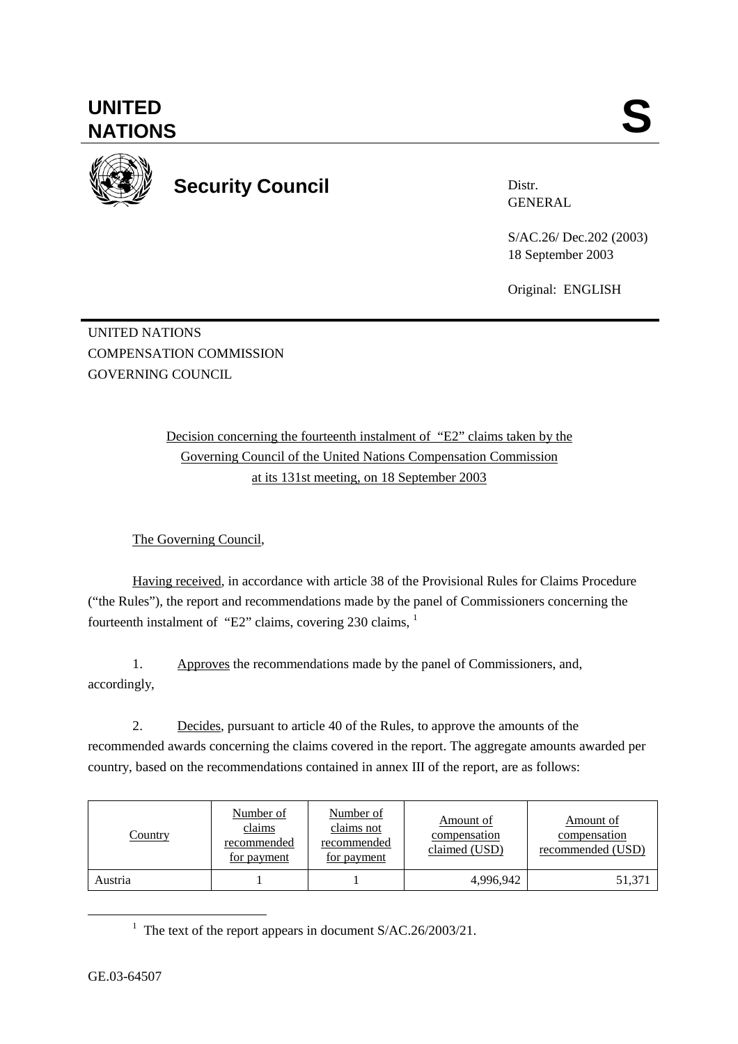# UNITED NATIONS

# S

## Security Council

Distr.
GENERAL

S/AC.26/ Dec.202 (2003)
18 September 2003

Original: ENGLISH

UNITED NATIONS
COMPENSATION COMMISSION
GOVERNING COUNCIL

Decision concerning the fourteenth instalment of "E2" claims taken by the Governing Council of the United Nations Compensation Commission at its 131st meeting, on 18 September 2003

The Governing Council,

Having received, in accordance with article 38 of the Provisional Rules for Claims Procedure ("the Rules"), the report and recommendations made by the panel of Commissioners concerning the fourteenth instalment of "E2" claims, covering 230 claims, [1]

1. Approves the recommendations made by the panel of Commissioners, and, accordingly,

2. Decides, pursuant to article 40 of the Rules, to approve the amounts of the recommended awards concerning the claims covered in the report. The aggregate amounts awarded per country, based on the recommendations contained in annex III of the report, are as follows:

| Country | Number of claims recommended for payment | Number of claims not recommended for payment | Amount of compensation claimed (USD) | Amount of compensation recommended (USD) |
|---|---|---|---|---|
| Austria | 1 | 1 | 4,996,942 | 51,371 |

[1] The text of the report appears in document S/AC.26/2003/21.

GE.03-64507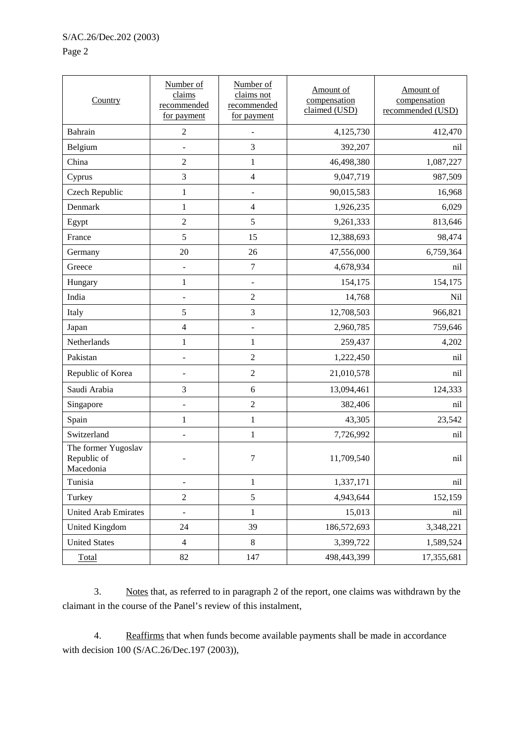| Country | Number of claims recommended for payment | Number of claims not recommended for payment | Amount of compensation claimed (USD) | Amount of compensation recommended (USD) |
|---|---|---|---|---|
| Bahrain | 2 | - | 4,125,730 | 412,470 |
| Belgium | - | 3 | 392,207 | nil |
| China | 2 | 1 | 46,498,380 | 1,087,227 |
| Cyprus | 3 | 4 | 9,047,719 | 987,509 |
| Czech Republic | 1 | - | 90,015,583 | 16,968 |
| Denmark | 1 | 4 | 1,926,235 | 6,029 |
| Egypt | 2 | 5 | 9,261,333 | 813,646 |
| France | 5 | 15 | 12,388,693 | 98,474 |
| Germany | 20 | 26 | 47,556,000 | 6,759,364 |
| Greece | - | 7 | 4,678,934 | nil |
| Hungary | 1 | - | 154,175 | 154,175 |
| India | - | 2 | 14,768 | Nil |
| Italy | 5 | 3 | 12,708,503 | 966,821 |
| Japan | 4 | - | 2,960,785 | 759,646 |
| Netherlands | 1 | 1 | 259,437 | 4,202 |
| Pakistan | - | 2 | 1,222,450 | nil |
| Republic of Korea | - | 2 | 21,010,578 | nil |
| Saudi Arabia | 3 | 6 | 13,094,461 | 124,333 |
| Singapore | - | 2 | 382,406 | nil |
| Spain | 1 | 1 | 43,305 | 23,542 |
| Switzerland | - | 1 | 7,726,992 | nil |
| The former Yugoslav Republic of Macedonia | - | 7 | 11,709,540 | nil |
| Tunisia | - | 1 | 1,337,171 | nil |
| Turkey | 2 | 5 | 4,943,644 | 152,159 |
| United Arab Emirates | - | 1 | 15,013 | nil |
| United Kingdom | 24 | 39 | 186,572,693 | 3,348,221 |
| United States | 4 | 8 | 3,399,722 | 1,589,524 |
| Total | 82 | 147 | 498,443,399 | 17,355,681 |

3. Notes that, as referred to in paragraph 2 of the report, one claims was withdrawn by the claimant in the course of the Panel's review of this instalment,

4. Reaffirms that when funds become available payments shall be made in accordance with decision 100 (S/AC.26/Dec.197 (2003)),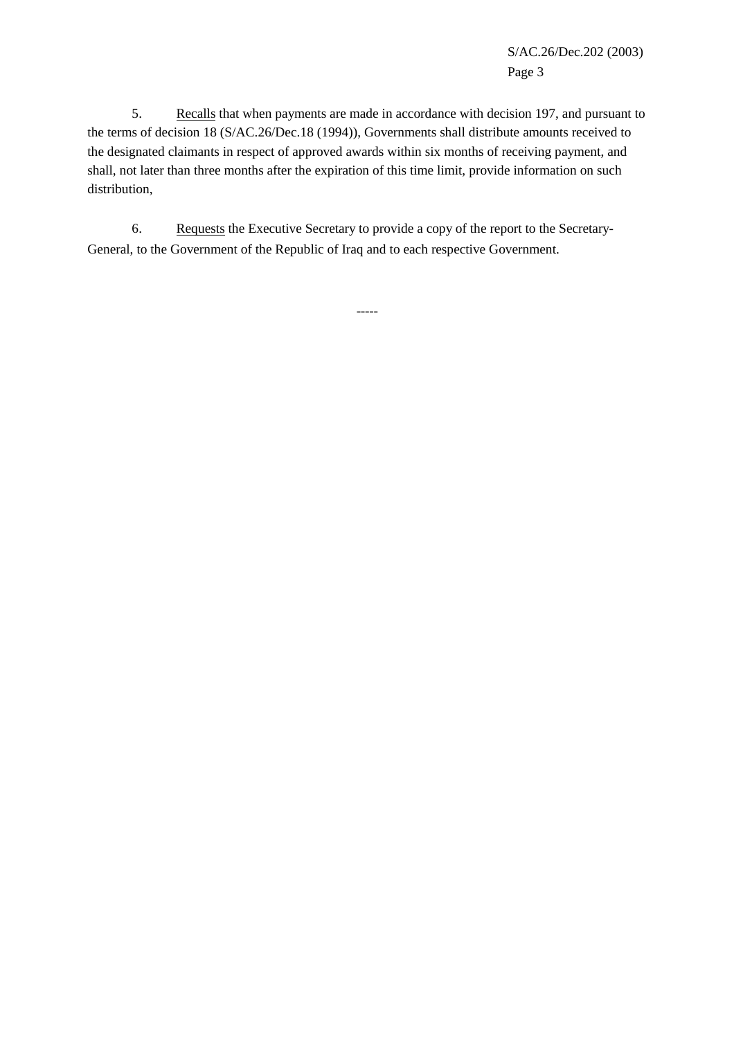5. Recalls that when payments are made in accordance with decision 197, and pursuant to the terms of decision 18 (S/AC.26/Dec.18 (1994)), Governments shall distribute amounts received to the designated claimants in respect of approved awards within six months of receiving payment, and shall, not later than three months after the expiration of this time limit, provide information on such distribution,

6. Requests the Executive Secretary to provide a copy of the report to the Secretary-General, to the Government of the Republic of Iraq and to each respective Government.

-----